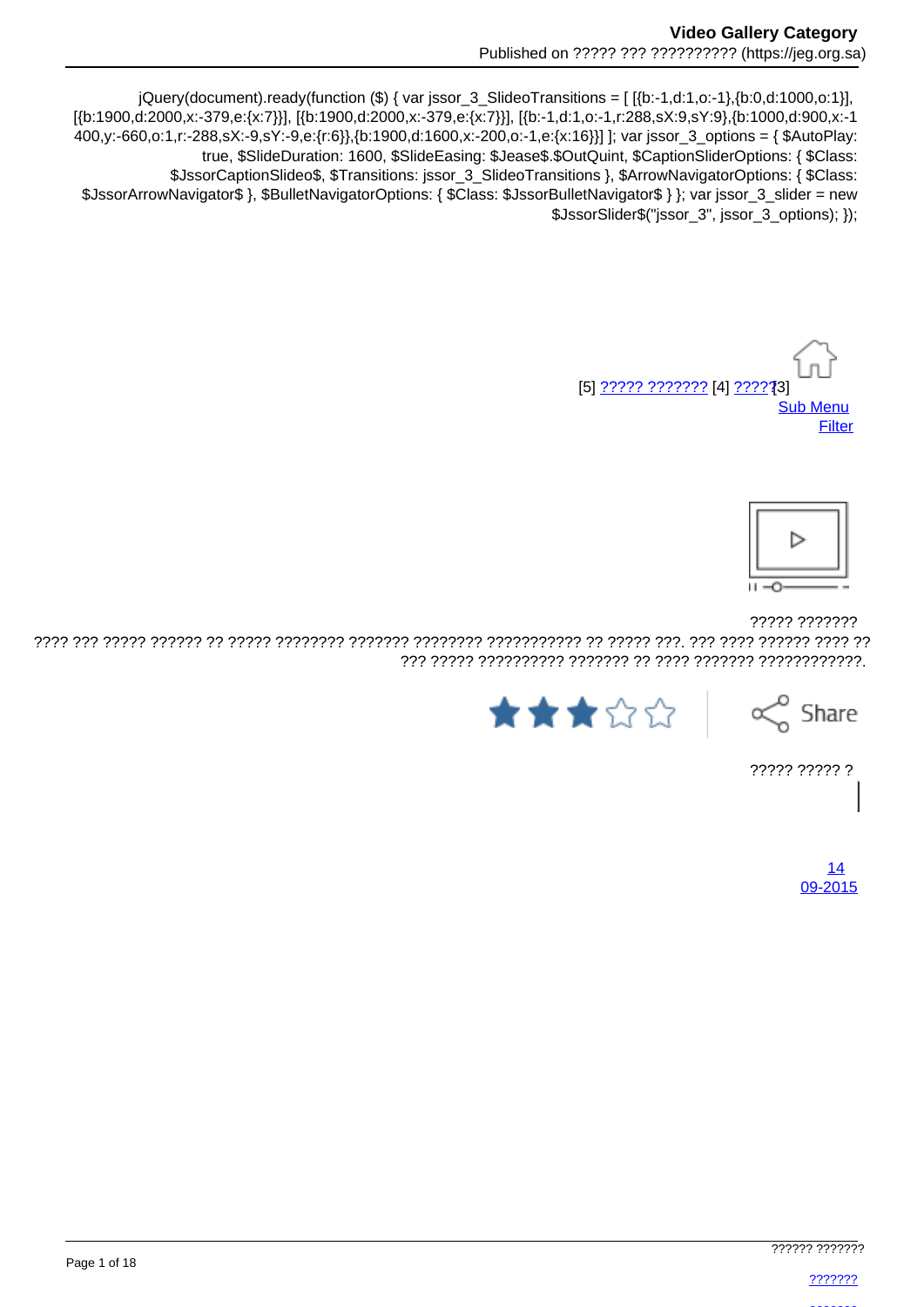jQuery(document).ready(function ($) { var jssor_3_SlideoTransitions = [ [{b:-1,d:1,o:-1},{b:0,d:1000,o:1}], [{b:1900,d:2000,x:-379,e:{x:7}}], [{b:1900,d:2000,x:-379,e:{x:7}}], [{b:-1,d:1,o:-1,r:288,sX:9,sY:9},{b:1000,d:900,x:-1400,y:-660,o:1,r:-288,sX:-9,sY:-9,e:{r:6}},{b:1900,d:1600,x:-200,o:-1,e:{x:16}}] ]; var jssor_3_options = { $AutoPlay: true, $SlideDuration: 1600, $SlideEasing: $Jease$.$OutQuint, $CaptionSliderOptions: { $Class: $JssorCaptionSlideo$, $Transitions: jssor_3_SlideoTransitions }, $ArrowNavigatorOptions: { $Class: $JssorArrowNavigator$ }, $BulletNavigatorOptions: { $Class: $JssorBulletNavigator$ } }; var jssor_3_slider = new $JssorSlider$("jssor_3", jssor_3_options); });

[5] ????? ??????? [4] ?????[3]

Sub Menu

Filter

????? ???????

???? ??? ????? ?????? ?? ????? ???????? ??????? ???????? ??????????? ?? ????? ???. ??? ???? ?????? ???? ?? ??? ????? ?????????? ??????? ?? ???? ??????? ????????????.

Share

????? ????? ?

14
09-2015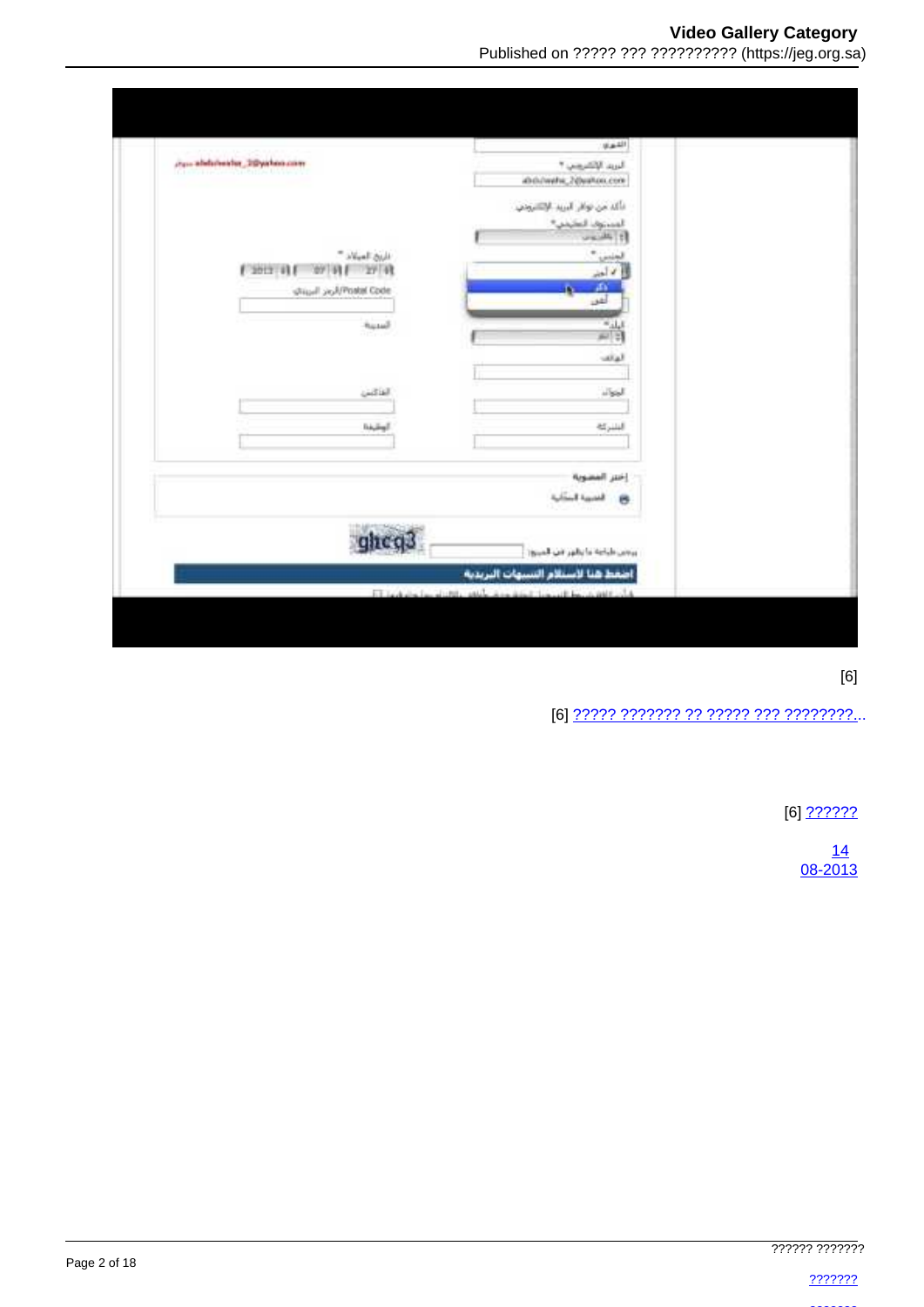[6]

[6] ????? ??????? ?? ????? ??? ????????...

[6] ??????

14
08-2013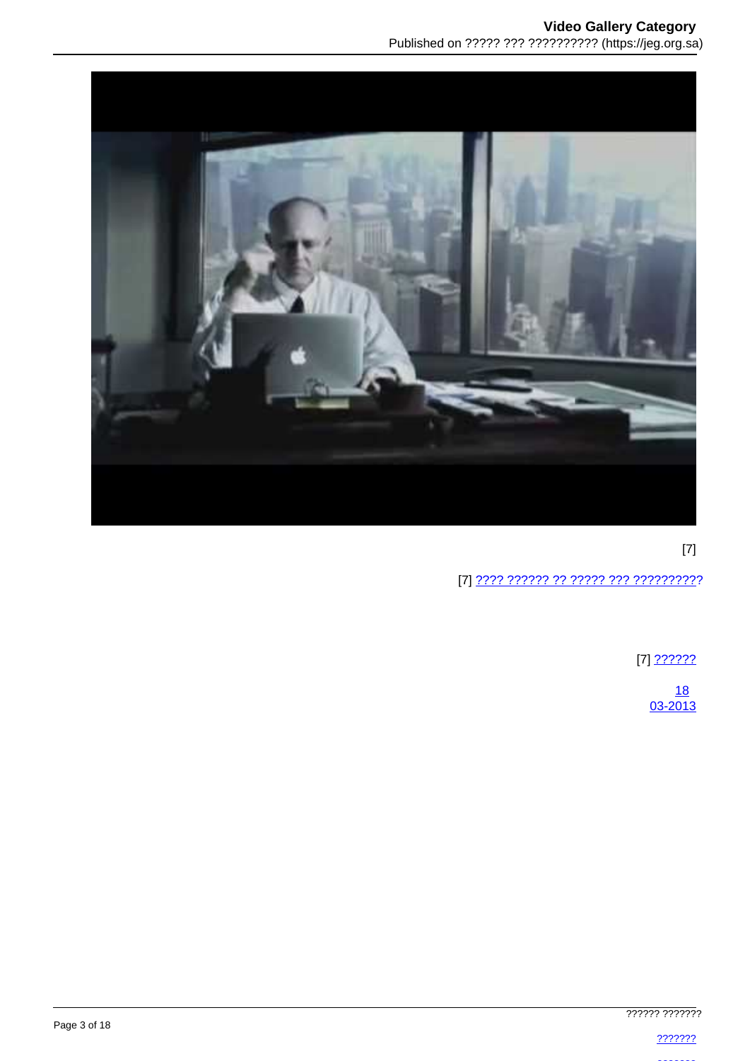[7]

[7] ???? ?????? ?? ????? ??? ??????????

[7] ??????

18
03-2013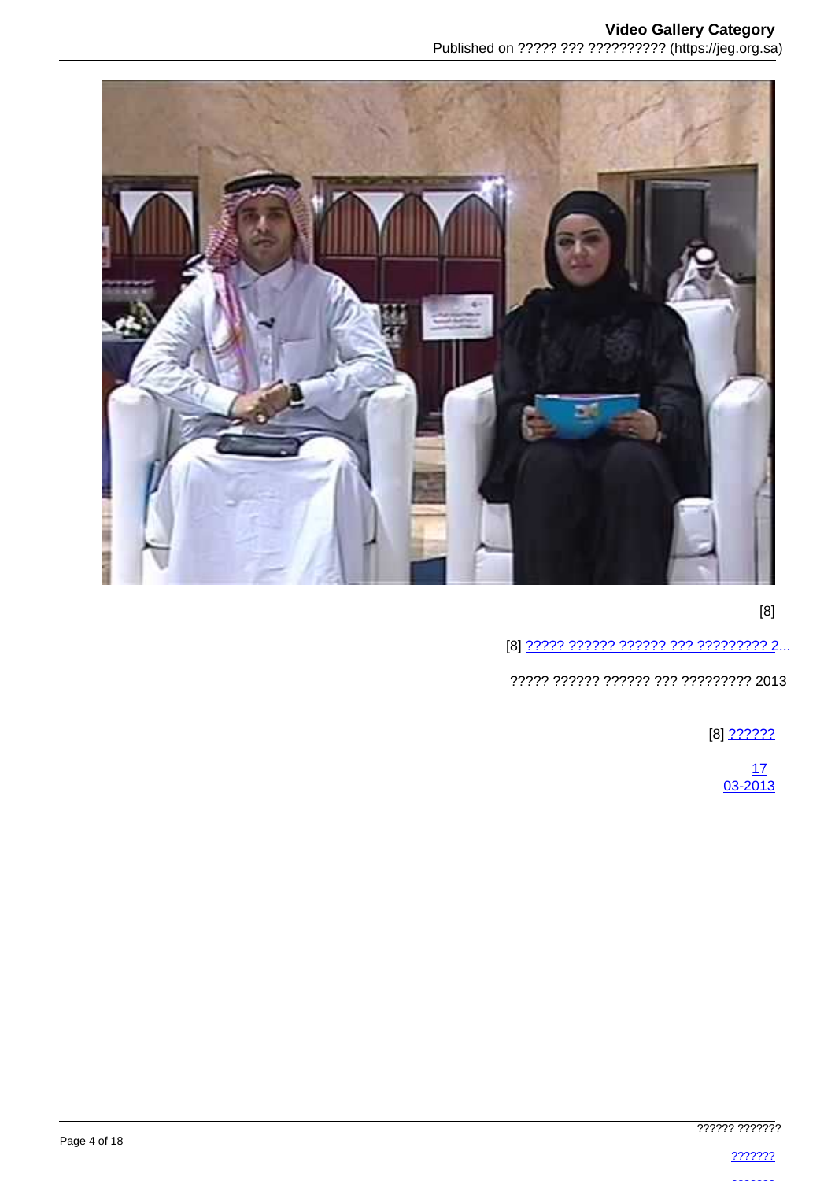[8]

[8] ????? ?????? ?????? ??? ????????? 2...

????? ?????? ?????? ??? ????????? 2013

[8] ??????

17
03-2013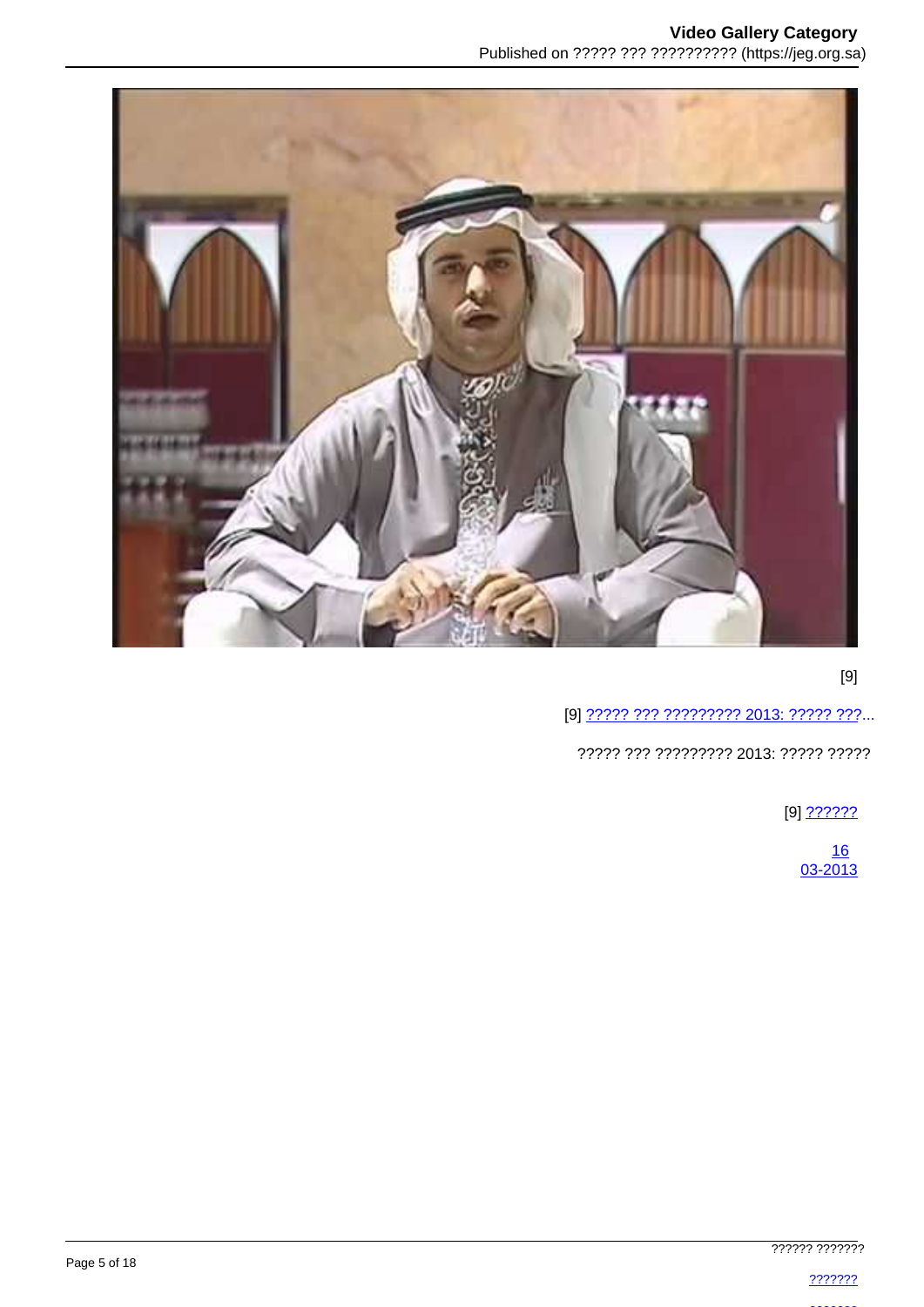[9]

[9] ????? ??? ????????? 2013: ????? ???...

????? ??? ????????? 2013: ????? ?????

[9] ??????

16
03-2013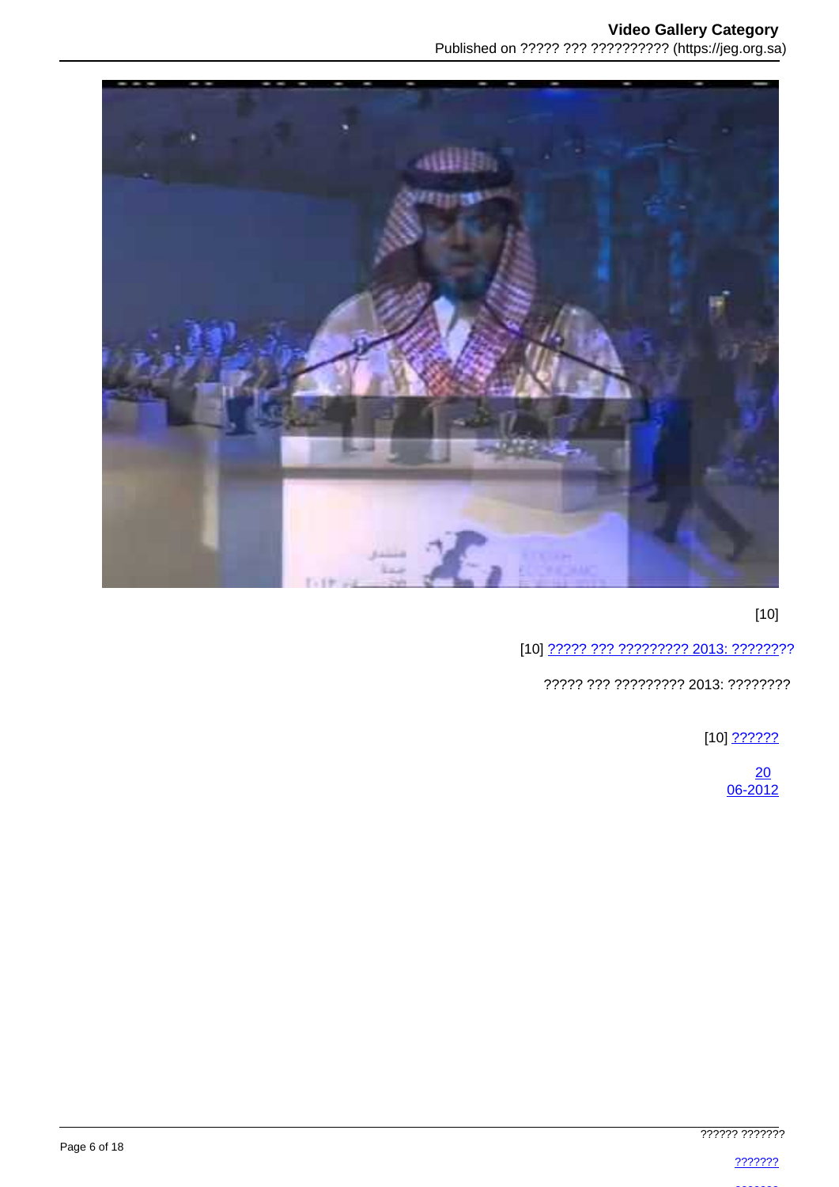[10]

[10] ????? ??? ????????? 2013: ????????

????? ??? ????????? 2013: ????????

[10] ??????

20
06-2012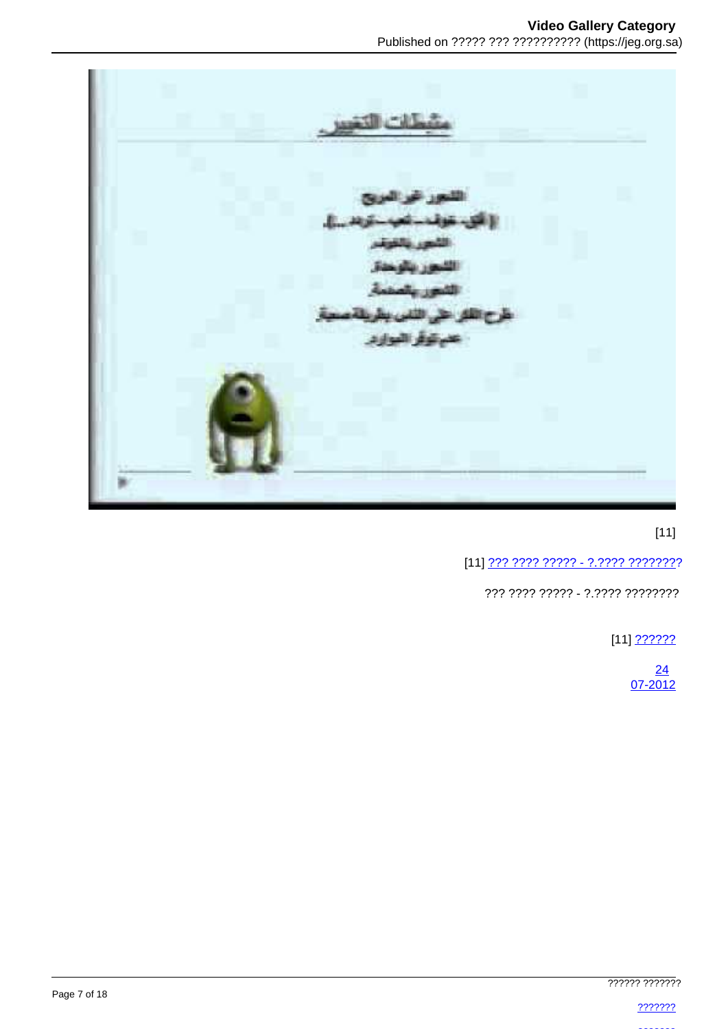[11]

[11] ??? ???? ????? - ?.???? ????????

??? ???? ????? - ?.???? ????????

[11] ??????

24
07-2012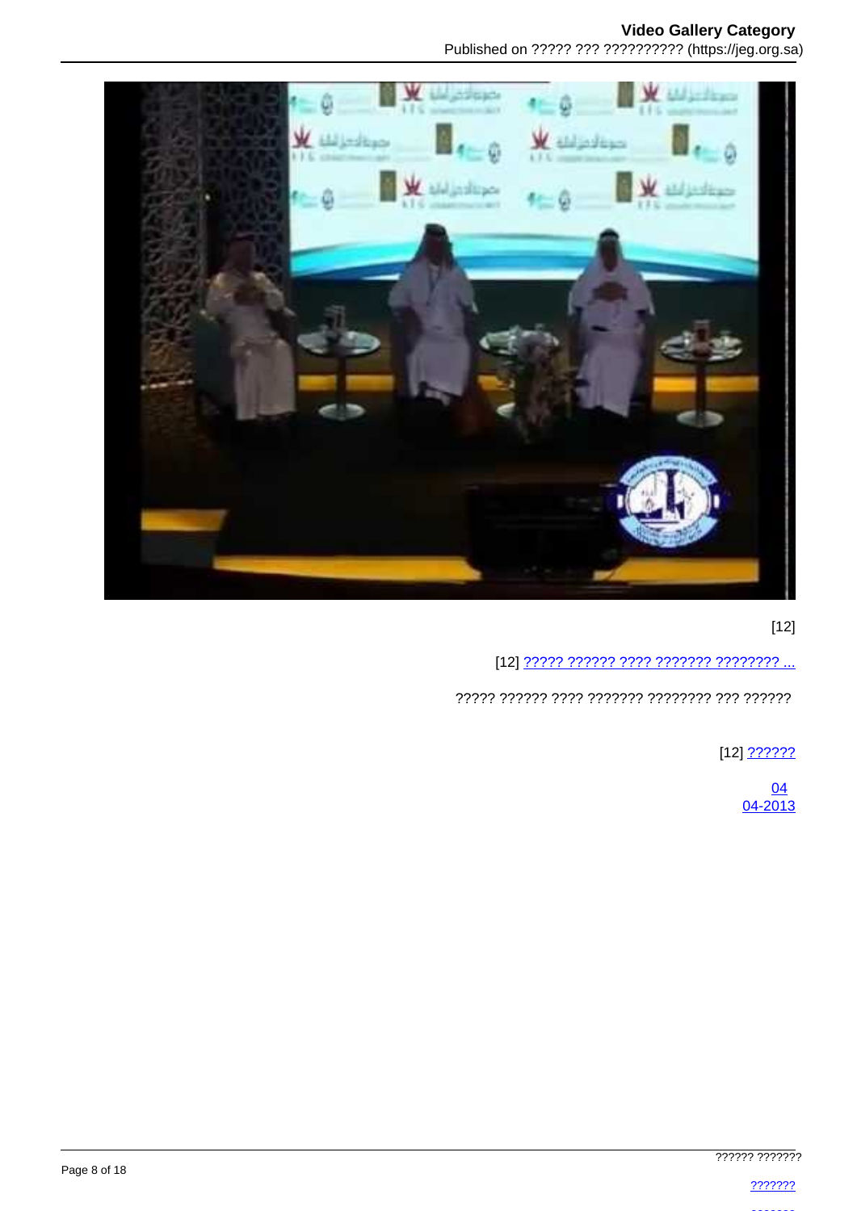[12]

[12] ????? ?????? ???? ??????? ???????? ...

????? ?????? ???? ??????? ???????? ??? ??????

[12] ??????

04
04-2013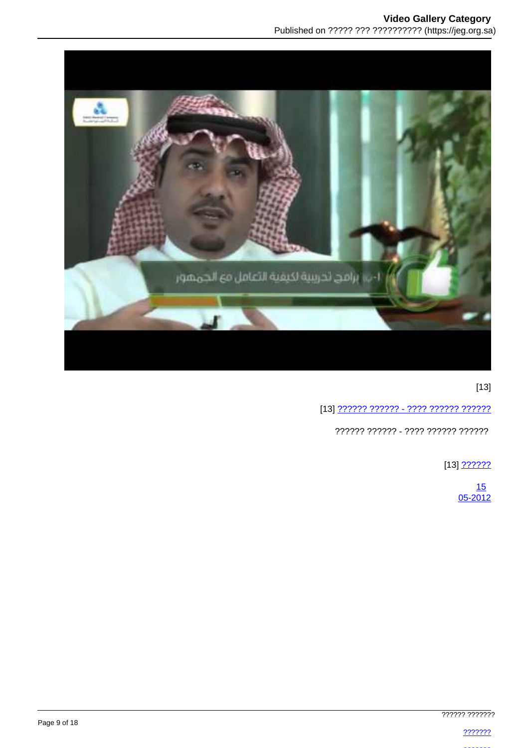[13]

[13] ?????? ?????? - ???? ?????? ??????

?????? ?????? - ???? ?????? ??????

[13] ??????

15
05-2012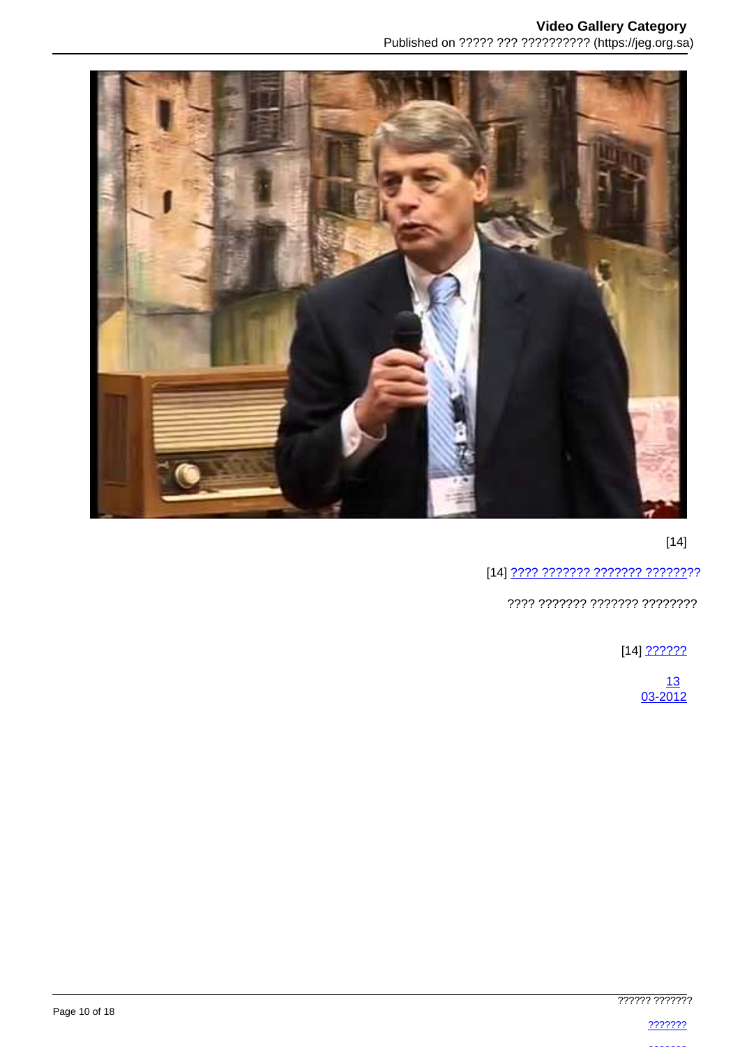[14]

[14] ???? ??????? ??????? ????????

???? ??????? ??????? ????????

[14] ??????

13
03-2012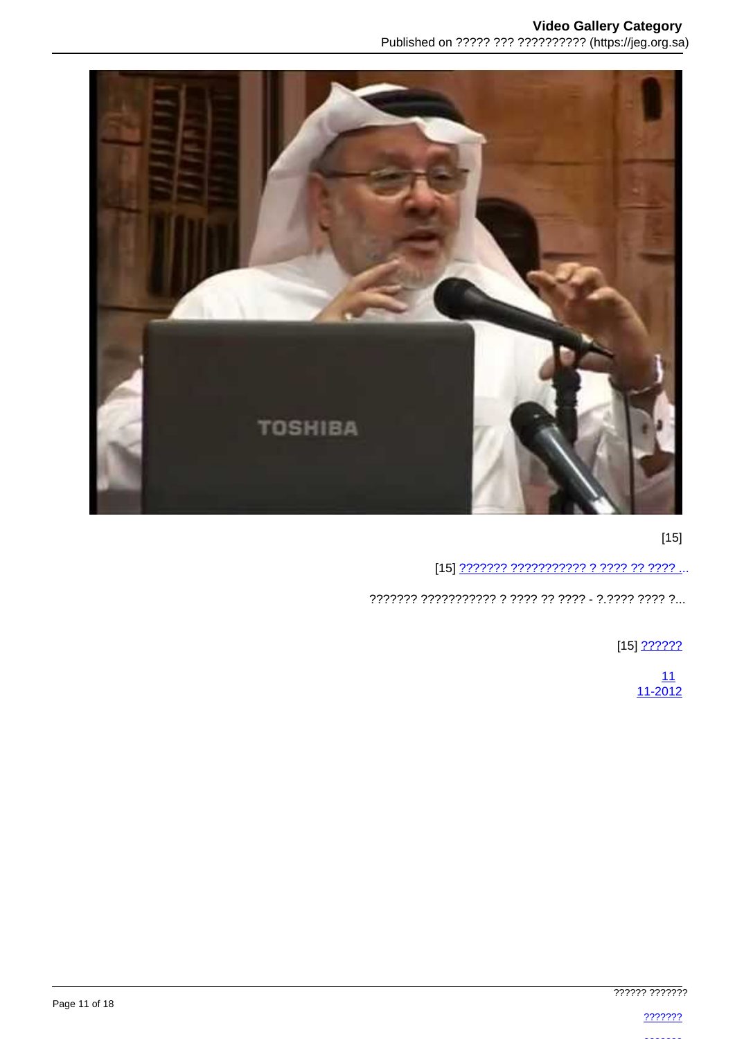[15]

[15] ??????? ??????????? ? ???? ?? ???? ...

??????? ??????????? ? ???? ?? ???? - ?.???? ???? ?...

[15] ??????

11
11-2012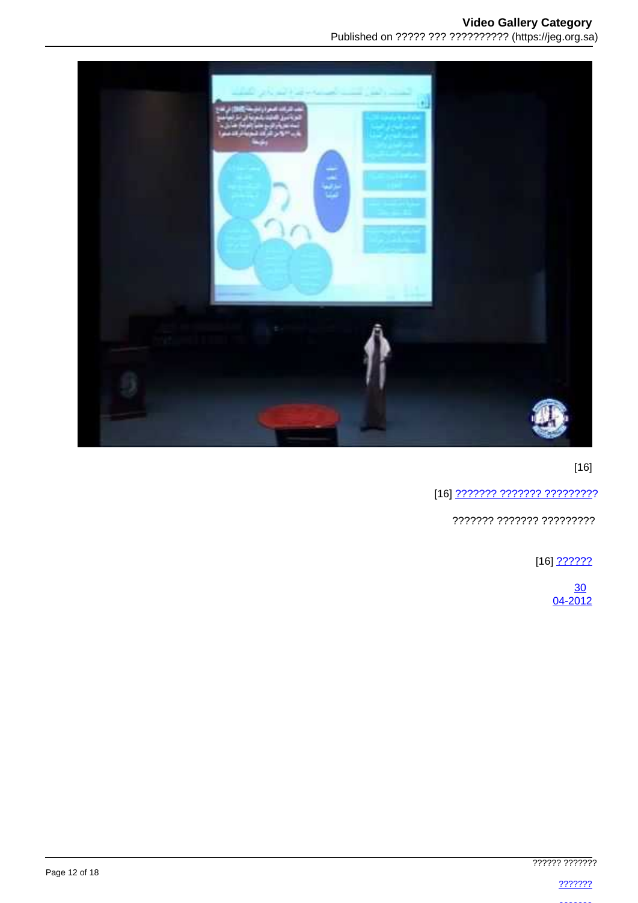[16]

[16] ??????? ??????? ?????????

??????? ??????? ?????????

[16] ??????

30
04-2012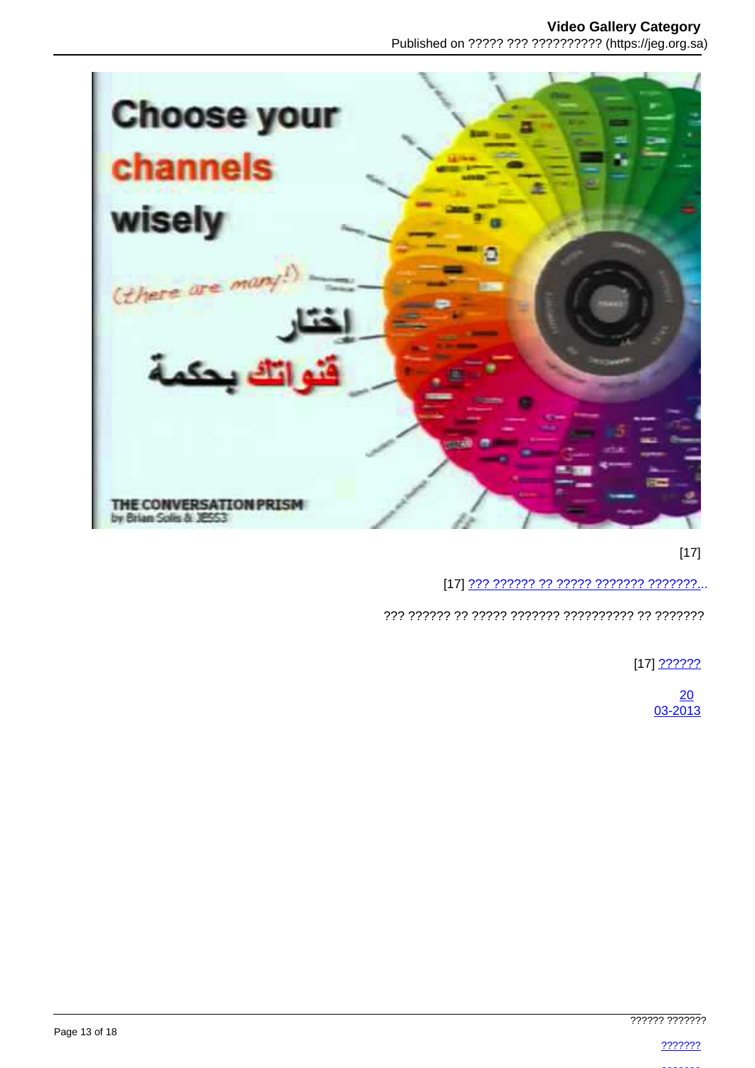[17]

[17] ??? ?????? ?? ????? ??????? ???????...

??? ?????? ?? ????? ??????? ?????????? ?? ???????

[17] ??????

20
03-2013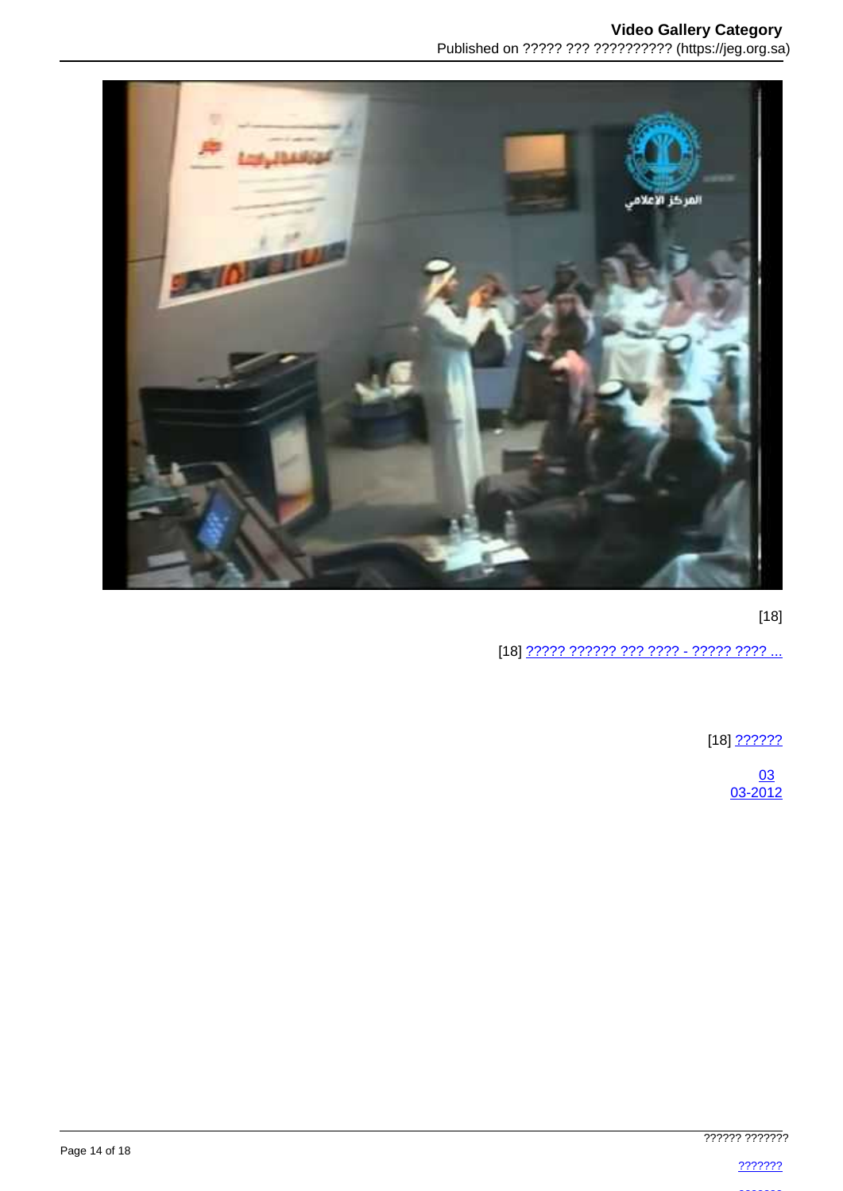[18]

[18] ????? ?????? ??? ???? - ????? ???? ...

[18] ??????

03
03-2012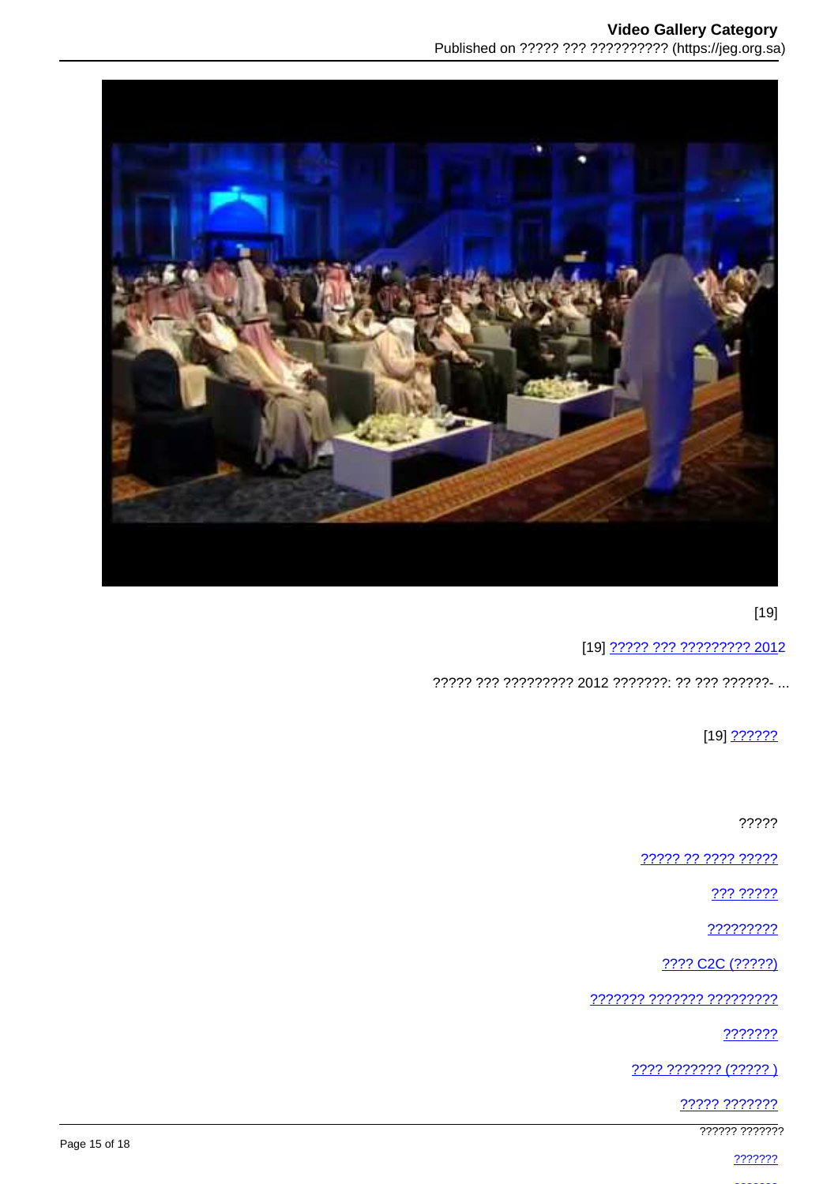[19]

[19] ????? ??? ????????? 2012

????? ??? ????????? 2012 ???????: ?? ??? ??????- ...

[19] ??????

?????

????? ?? ???? ?????

??? ?????

?????????

???? C2C (?????)

??????? ??????? ?????????

???????

???? ??????? (????? )

????? ???????

?????? ???????

???????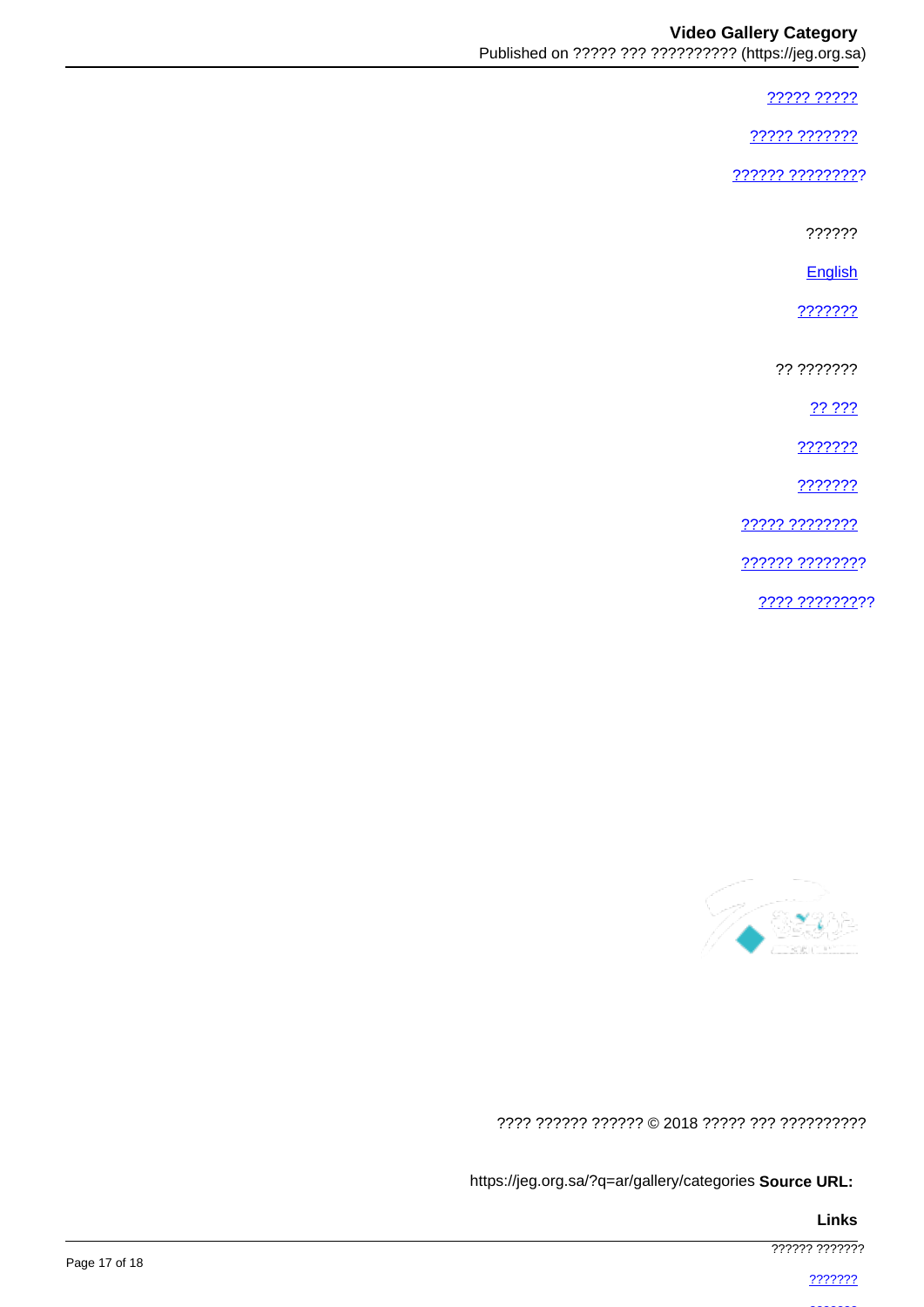[????? ?????]

[????? ???????]

[?????? ?????????]

??????

[English]

[???????]

?? ???????

[?? ???]

[???????]

[???????]

[????? ????????]

[?????? ????????]

[???? ?????????]

???? ?????? ?????? © 2018 ????? ??? ??????????

**Source URL:** https://jeg.org.sa/?q=ar/gallery/categories

**Links**

?????? ???????

???????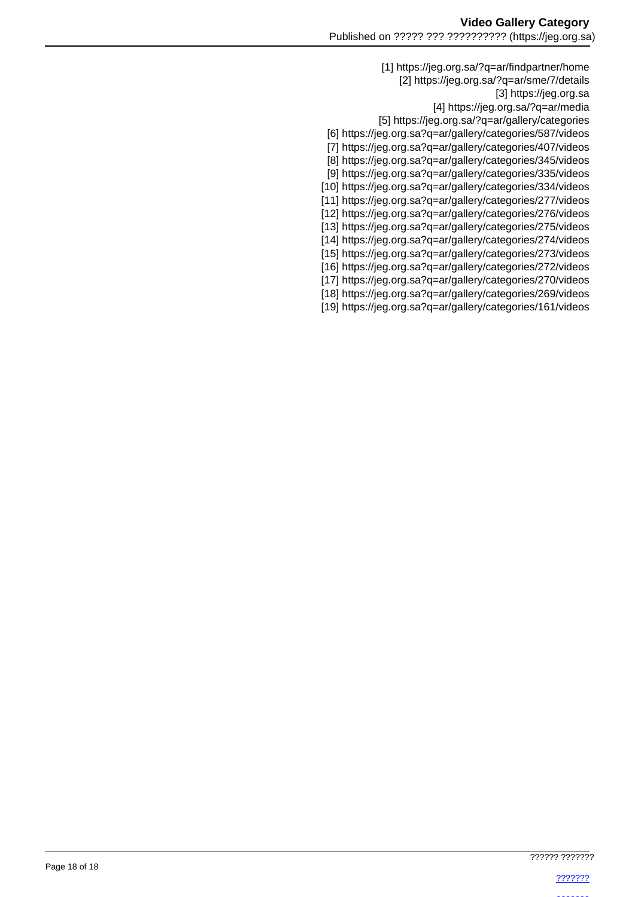[1] https://jeg.org.sa/?q=ar/findpartner/home
[2] https://jeg.org.sa/?q=ar/sme/7/details
[3] https://jeg.org.sa
[4] https://jeg.org.sa/?q=ar/media
[5] https://jeg.org.sa/?q=ar/gallery/categories
[6] https://jeg.org.sa?q=ar/gallery/categories/587/videos
[7] https://jeg.org.sa?q=ar/gallery/categories/407/videos
[8] https://jeg.org.sa?q=ar/gallery/categories/345/videos
[9] https://jeg.org.sa?q=ar/gallery/categories/335/videos
[10] https://jeg.org.sa?q=ar/gallery/categories/334/videos
[11] https://jeg.org.sa?q=ar/gallery/categories/277/videos
[12] https://jeg.org.sa?q=ar/gallery/categories/276/videos
[13] https://jeg.org.sa?q=ar/gallery/categories/275/videos
[14] https://jeg.org.sa?q=ar/gallery/categories/274/videos
[15] https://jeg.org.sa?q=ar/gallery/categories/273/videos
[16] https://jeg.org.sa?q=ar/gallery/categories/272/videos
[17] https://jeg.org.sa?q=ar/gallery/categories/270/videos
[18] https://jeg.org.sa?q=ar/gallery/categories/269/videos
[19] https://jeg.org.sa?q=ar/gallery/categories/161/videos